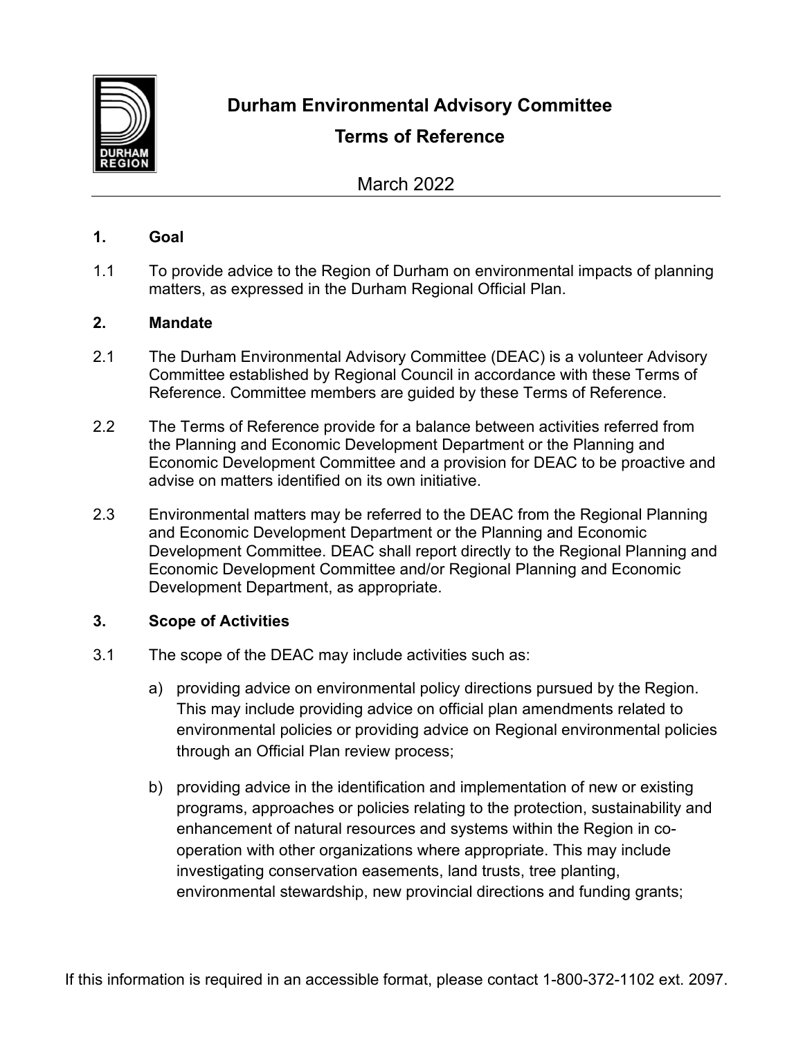# Durham Environmental Advisory Committee

## Terms of Reference

March 2022

### 1. Goal

1.1 To provide advice to the Region of Durham on environmental impacts of planning matters, as expressed in the Durham Regional Official Plan.

### 2. Mandate

2.1 The Durham Environmental Advisory Committee (DEAC) is a volunteer Advisory Committee established by Regional Council in accordance with these Terms of Reference. Committee members are guided by these Terms of Reference.

2.2 The Terms of Reference provide for a balance between activities referred from the Planning and Economic Development Department or the Planning and Economic Development Committee and a provision for DEAC to be proactive and advise on matters identified on its own initiative.

2.3 Environmental matters may be referred to the DEAC from the Regional Planning and Economic Development Department or the Planning and Economic Development Committee. DEAC shall report directly to the Regional Planning and Economic Development Committee and/or Regional Planning and Economic Development Department, as appropriate.

### 3. Scope of Activities

3.1 The scope of the DEAC may include activities such as:

a) providing advice on environmental policy directions pursued by the Region. This may include providing advice on official plan amendments related to environmental policies or providing advice on Regional environmental policies through an Official Plan review process;

b) providing advice in the identification and implementation of new or existing programs, approaches or policies relating to the protection, sustainability and enhancement of natural resources and systems within the Region in co-operation with other organizations where appropriate. This may include investigating conservation easements, land trusts, tree planting, environmental stewardship, new provincial directions and funding grants;

If this information is required in an accessible format, please contact 1-800-372-1102 ext. 2097.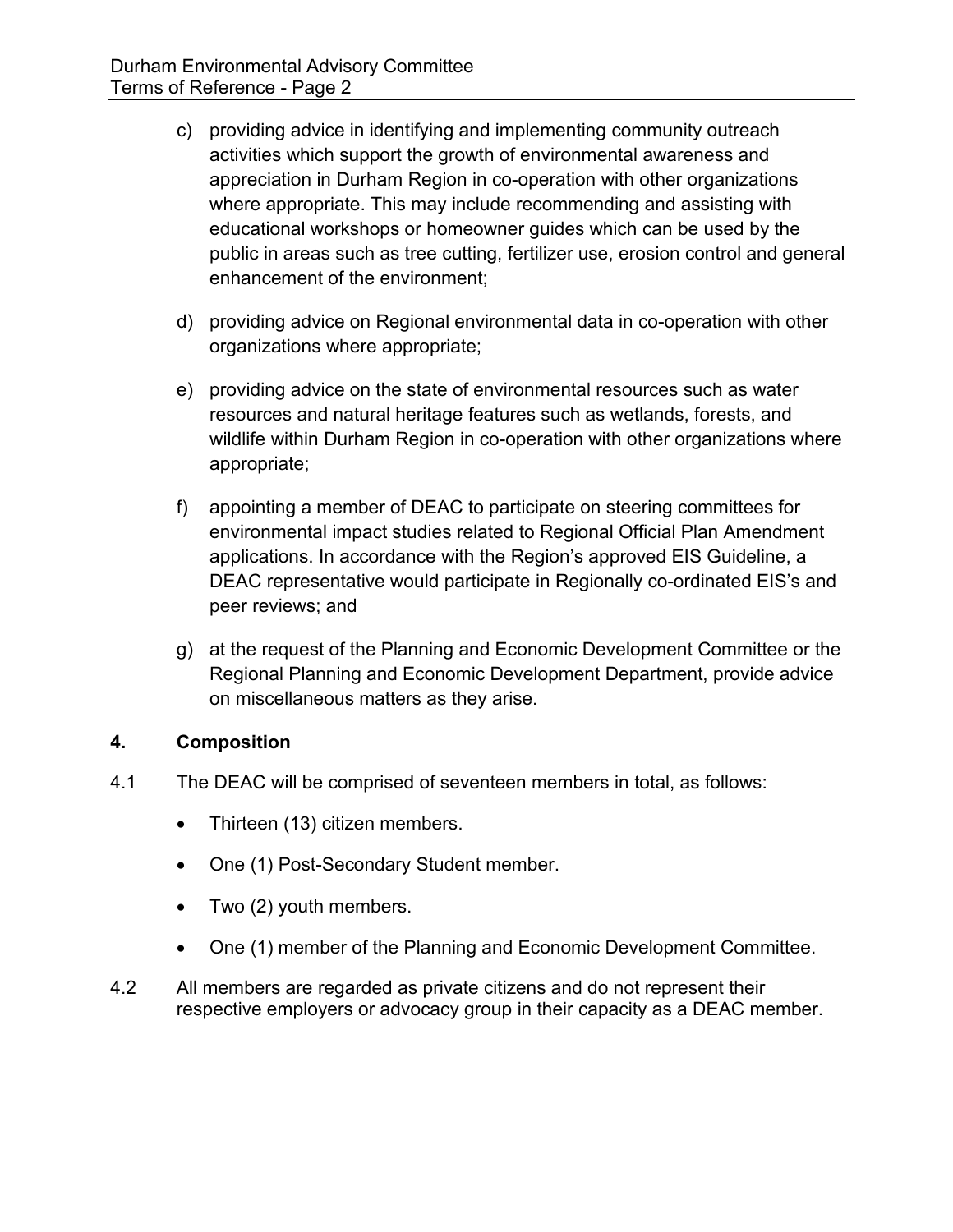c) providing advice in identifying and implementing community outreach activities which support the growth of environmental awareness and appreciation in Durham Region in co-operation with other organizations where appropriate. This may include recommending and assisting with educational workshops or homeowner guides which can be used by the public in areas such as tree cutting, fertilizer use, erosion control and general enhancement of the environment;

d) providing advice on Regional environmental data in co-operation with other organizations where appropriate;

e) providing advice on the state of environmental resources such as water resources and natural heritage features such as wetlands, forests, and wildlife within Durham Region in co-operation with other organizations where appropriate;

f) appointing a member of DEAC to participate on steering committees for environmental impact studies related to Regional Official Plan Amendment applications. In accordance with the Region's approved EIS Guideline, a DEAC representative would participate in Regionally co-ordinated EIS's and peer reviews; and

g) at the request of the Planning and Economic Development Committee or the Regional Planning and Economic Development Department, provide advice on miscellaneous matters as they arise.

## 4. Composition

4.1 The DEAC will be comprised of seventeen members in total, as follows:

- Thirteen (13) citizen members.
- One (1) Post-Secondary Student member.
- Two (2) youth members.
- One (1) member of the Planning and Economic Development Committee.

4.2 All members are regarded as private citizens and do not represent their respective employers or advocacy group in their capacity as a DEAC member.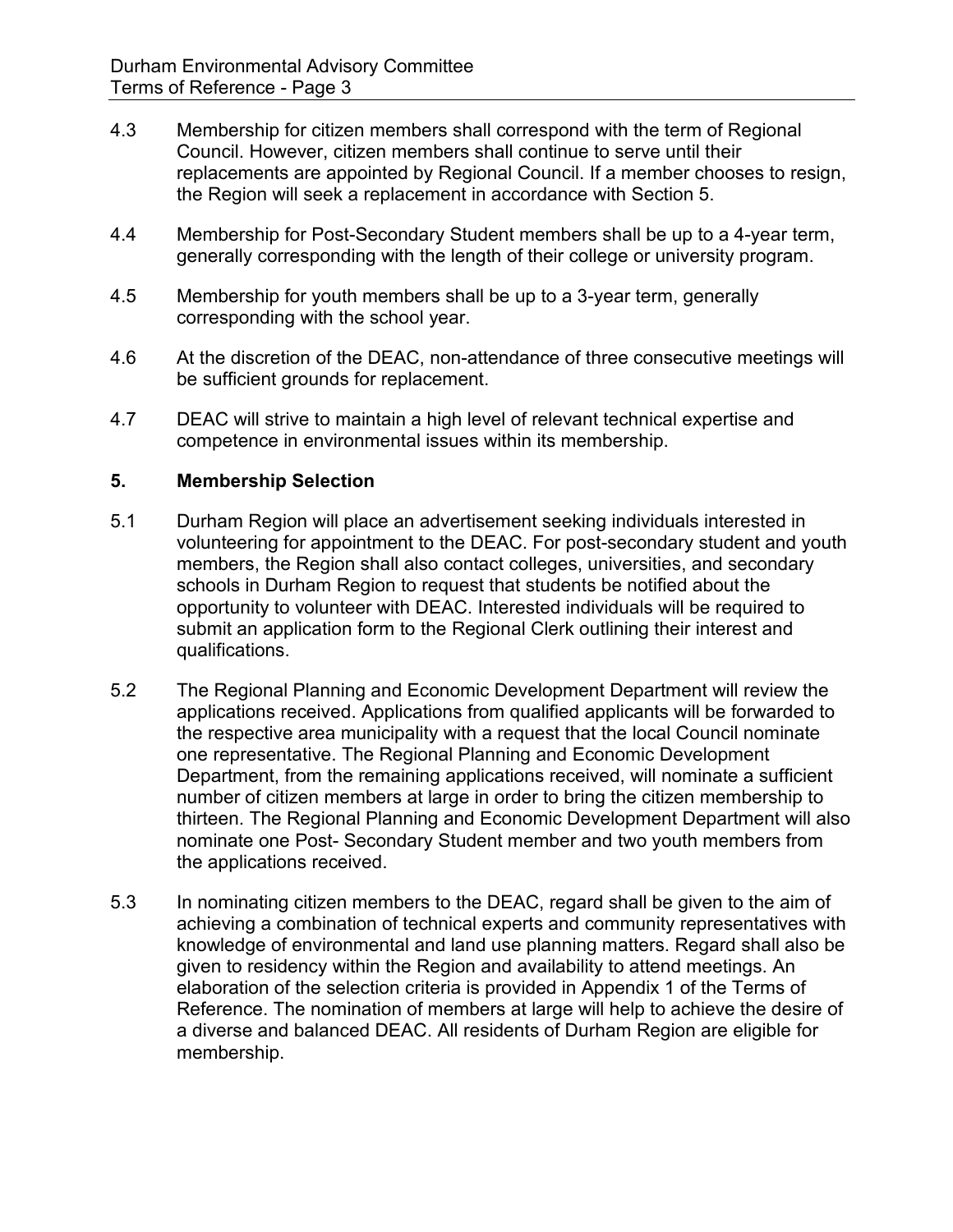4.3 Membership for citizen members shall correspond with the term of Regional Council. However, citizen members shall continue to serve until their replacements are appointed by Regional Council. If a member chooses to resign, the Region will seek a replacement in accordance with Section 5.

4.4 Membership for Post-Secondary Student members shall be up to a 4-year term, generally corresponding with the length of their college or university program.

4.5 Membership for youth members shall be up to a 3-year term, generally corresponding with the school year.

4.6 At the discretion of the DEAC, non-attendance of three consecutive meetings will be sufficient grounds for replacement.

4.7 DEAC will strive to maintain a high level of relevant technical expertise and competence in environmental issues within its membership.

## 5. Membership Selection

5.1 Durham Region will place an advertisement seeking individuals interested in volunteering for appointment to the DEAC. For post-secondary student and youth members, the Region shall also contact colleges, universities, and secondary schools in Durham Region to request that students be notified about the opportunity to volunteer with DEAC. Interested individuals will be required to submit an application form to the Regional Clerk outlining their interest and qualifications.

5.2 The Regional Planning and Economic Development Department will review the applications received. Applications from qualified applicants will be forwarded to the respective area municipality with a request that the local Council nominate one representative. The Regional Planning and Economic Development Department, from the remaining applications received, will nominate a sufficient number of citizen members at large in order to bring the citizen membership to thirteen. The Regional Planning and Economic Development Department will also nominate one Post- Secondary Student member and two youth members from the applications received.

5.3 In nominating citizen members to the DEAC, regard shall be given to the aim of achieving a combination of technical experts and community representatives with knowledge of environmental and land use planning matters. Regard shall also be given to residency within the Region and availability to attend meetings. An elaboration of the selection criteria is provided in Appendix 1 of the Terms of Reference. The nomination of members at large will help to achieve the desire of a diverse and balanced DEAC. All residents of Durham Region are eligible for membership.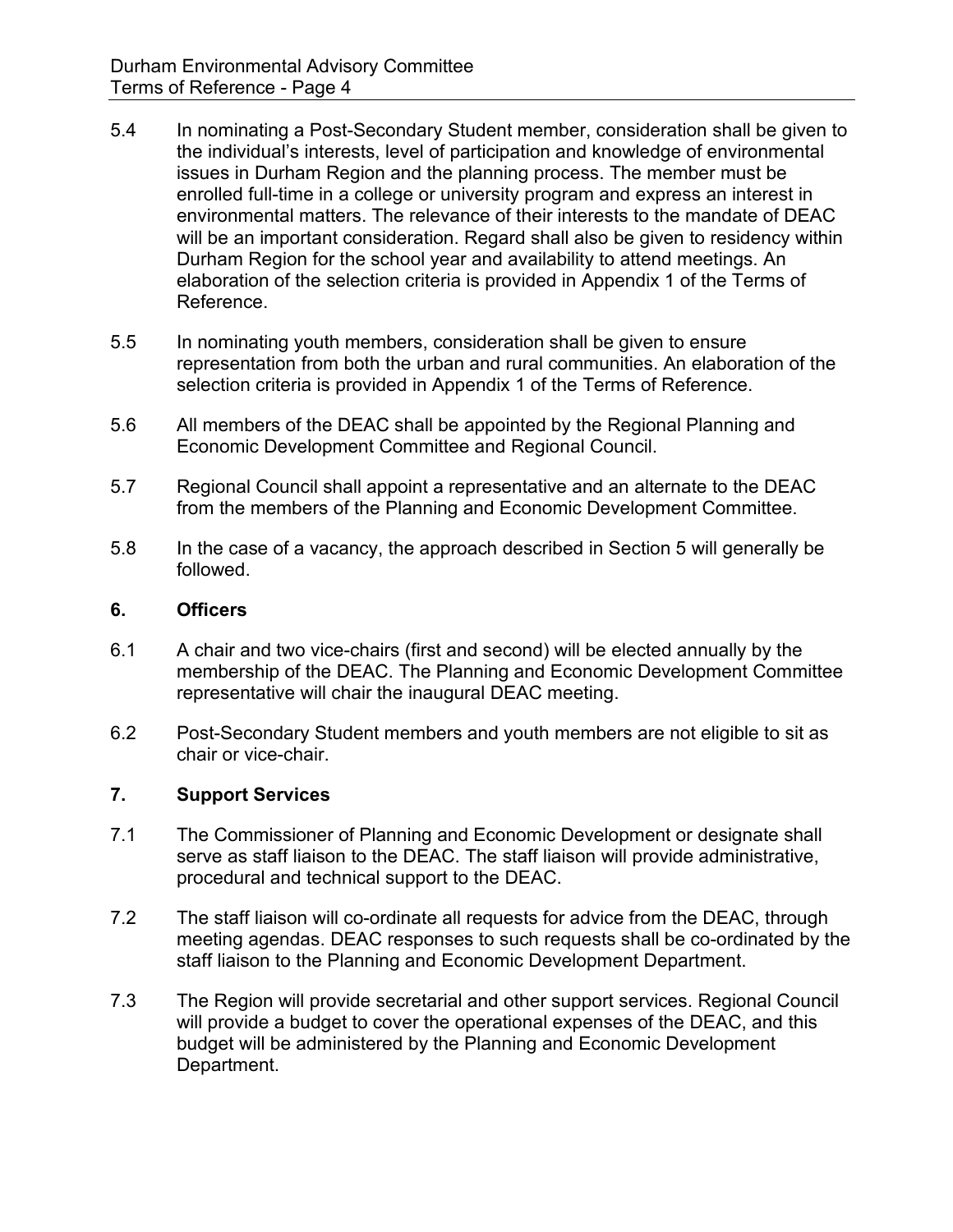5.4 In nominating a Post-Secondary Student member, consideration shall be given to the individual's interests, level of participation and knowledge of environmental issues in Durham Region and the planning process. The member must be enrolled full-time in a college or university program and express an interest in environmental matters. The relevance of their interests to the mandate of DEAC will be an important consideration. Regard shall also be given to residency within Durham Region for the school year and availability to attend meetings. An elaboration of the selection criteria is provided in Appendix 1 of the Terms of Reference.

5.5 In nominating youth members, consideration shall be given to ensure representation from both the urban and rural communities. An elaboration of the selection criteria is provided in Appendix 1 of the Terms of Reference.

5.6 All members of the DEAC shall be appointed by the Regional Planning and Economic Development Committee and Regional Council.

5.7 Regional Council shall appoint a representative and an alternate to the DEAC from the members of the Planning and Economic Development Committee.

5.8 In the case of a vacancy, the approach described in Section 5 will generally be followed.

## 6. Officers

6.1 A chair and two vice-chairs (first and second) will be elected annually by the membership of the DEAC. The Planning and Economic Development Committee representative will chair the inaugural DEAC meeting.

6.2 Post-Secondary Student members and youth members are not eligible to sit as chair or vice-chair.

## 7. Support Services

7.1 The Commissioner of Planning and Economic Development or designate shall serve as staff liaison to the DEAC. The staff liaison will provide administrative, procedural and technical support to the DEAC.

7.2 The staff liaison will co-ordinate all requests for advice from the DEAC, through meeting agendas. DEAC responses to such requests shall be co-ordinated by the staff liaison to the Planning and Economic Development Department.

7.3 The Region will provide secretarial and other support services. Regional Council will provide a budget to cover the operational expenses of the DEAC, and this budget will be administered by the Planning and Economic Development Department.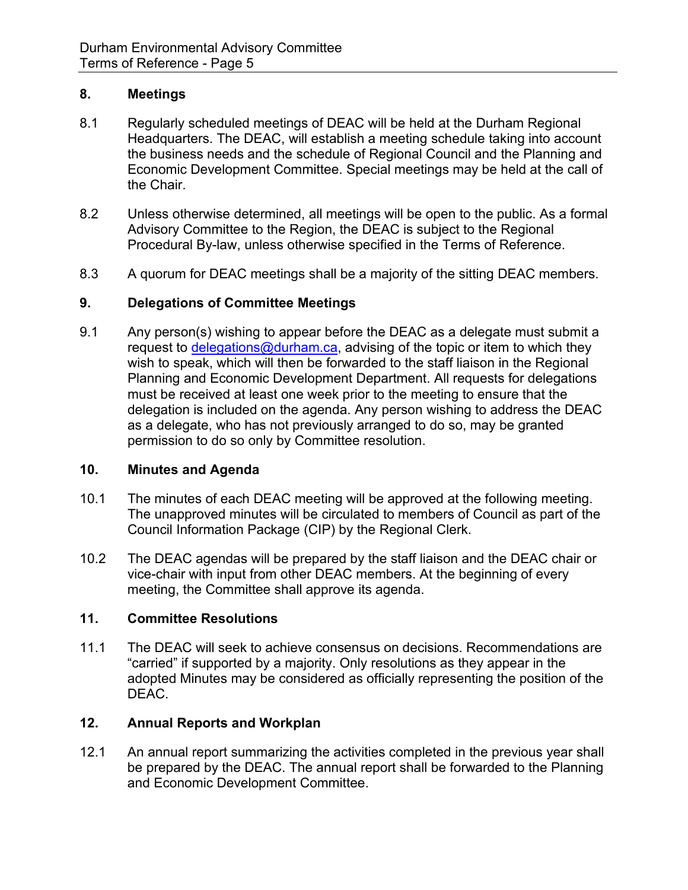## 8. Meetings

8.1 Regularly scheduled meetings of DEAC will be held at the Durham Regional Headquarters. The DEAC, will establish a meeting schedule taking into account the business needs and the schedule of Regional Council and the Planning and Economic Development Committee. Special meetings may be held at the call of the Chair.

8.2 Unless otherwise determined, all meetings will be open to the public. As a formal Advisory Committee to the Region, the DEAC is subject to the Regional Procedural By-law, unless otherwise specified in the Terms of Reference.

8.3 A quorum for DEAC meetings shall be a majority of the sitting DEAC members.

## 9. Delegations of Committee Meetings

9.1 Any person(s) wishing to appear before the DEAC as a delegate must submit a request to delegations@durham.ca, advising of the topic or item to which they wish to speak, which will then be forwarded to the staff liaison in the Regional Planning and Economic Development Department. All requests for delegations must be received at least one week prior to the meeting to ensure that the delegation is included on the agenda. Any person wishing to address the DEAC as a delegate, who has not previously arranged to do so, may be granted permission to do so only by Committee resolution.

## 10. Minutes and Agenda

10.1 The minutes of each DEAC meeting will be approved at the following meeting. The unapproved minutes will be circulated to members of Council as part of the Council Information Package (CIP) by the Regional Clerk.

10.2 The DEAC agendas will be prepared by the staff liaison and the DEAC chair or vice-chair with input from other DEAC members. At the beginning of every meeting, the Committee shall approve its agenda.

## 11. Committee Resolutions

11.1 The DEAC will seek to achieve consensus on decisions. Recommendations are "carried" if supported by a majority. Only resolutions as they appear in the adopted Minutes may be considered as officially representing the position of the DEAC.

## 12. Annual Reports and Workplan

12.1 An annual report summarizing the activities completed in the previous year shall be prepared by the DEAC. The annual report shall be forwarded to the Planning and Economic Development Committee.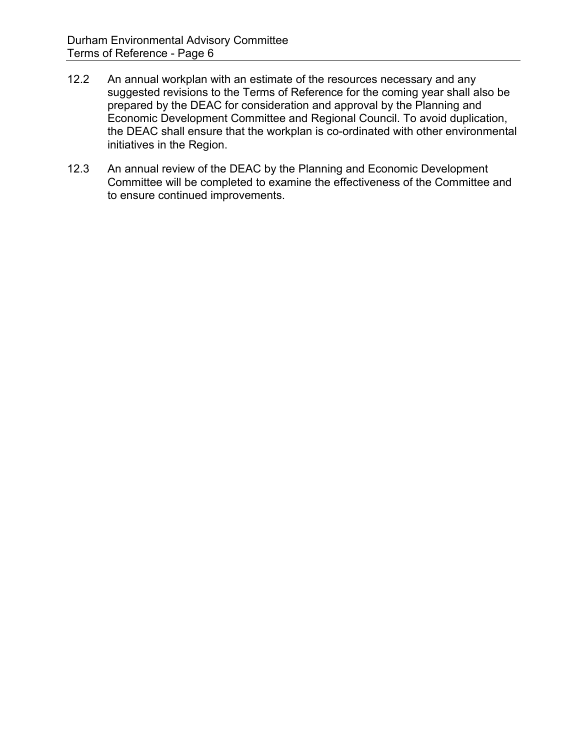12.2 An annual workplan with an estimate of the resources necessary and any suggested revisions to the Terms of Reference for the coming year shall also be prepared by the DEAC for consideration and approval by the Planning and Economic Development Committee and Regional Council. To avoid duplication, the DEAC shall ensure that the workplan is co-ordinated with other environmental initiatives in the Region.

12.3 An annual review of the DEAC by the Planning and Economic Development Committee will be completed to examine the effectiveness of the Committee and to ensure continued improvements.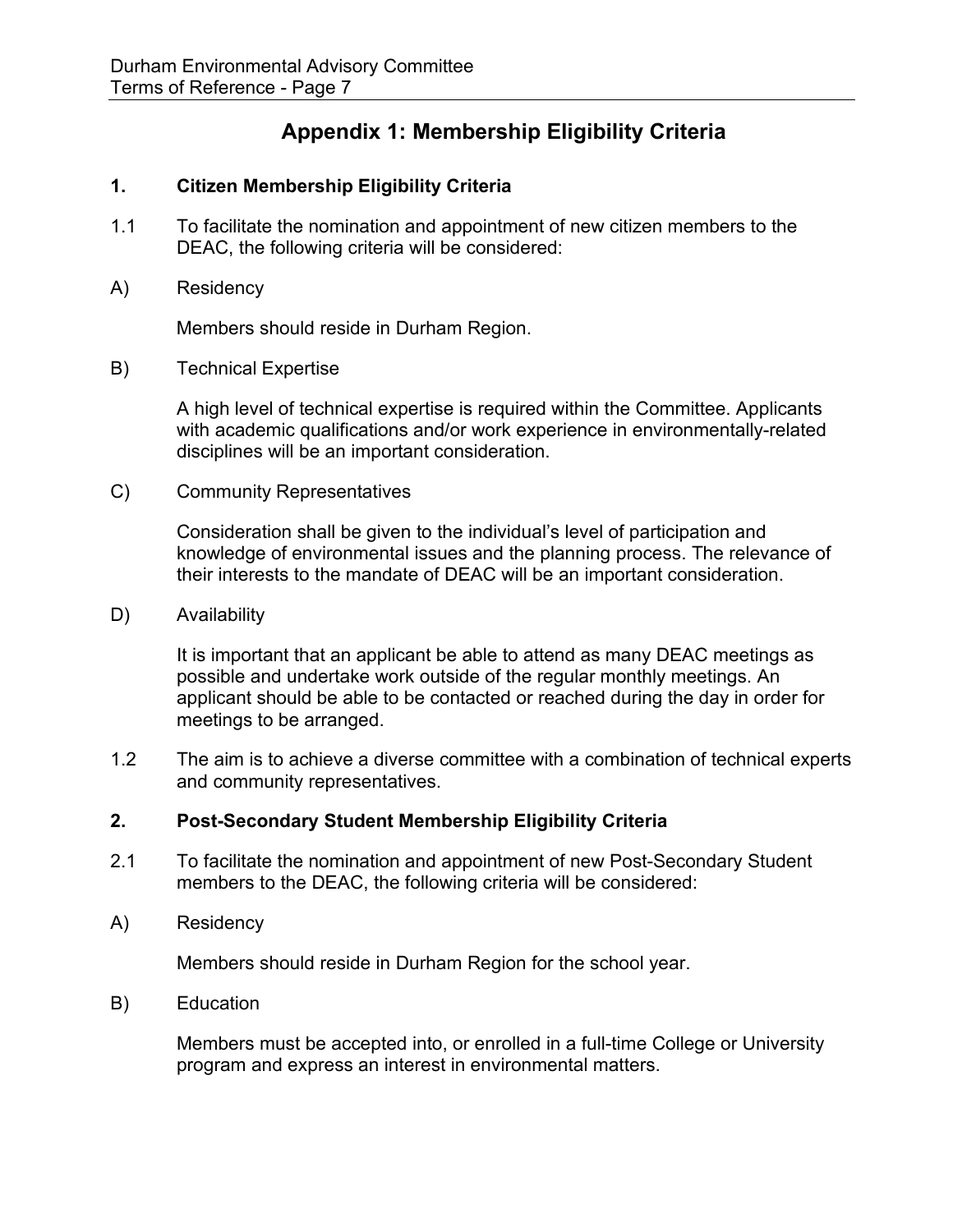# Appendix 1: Membership Eligibility Criteria

## 1. Citizen Membership Eligibility Criteria

1.1 To facilitate the nomination and appointment of new citizen members to the DEAC, the following criteria will be considered:

A) Residency

Members should reside in Durham Region.

B) Technical Expertise

A high level of technical expertise is required within the Committee. Applicants with academic qualifications and/or work experience in environmentally-related disciplines will be an important consideration.

C) Community Representatives

Consideration shall be given to the individual's level of participation and knowledge of environmental issues and the planning process. The relevance of their interests to the mandate of DEAC will be an important consideration.

D) Availability

It is important that an applicant be able to attend as many DEAC meetings as possible and undertake work outside of the regular monthly meetings. An applicant should be able to be contacted or reached during the day in order for meetings to be arranged.

1.2 The aim is to achieve a diverse committee with a combination of technical experts and community representatives.

## 2. Post-Secondary Student Membership Eligibility Criteria

2.1 To facilitate the nomination and appointment of new Post-Secondary Student members to the DEAC, the following criteria will be considered:

A) Residency

Members should reside in Durham Region for the school year.

B) Education

Members must be accepted into, or enrolled in a full-time College or University program and express an interest in environmental matters.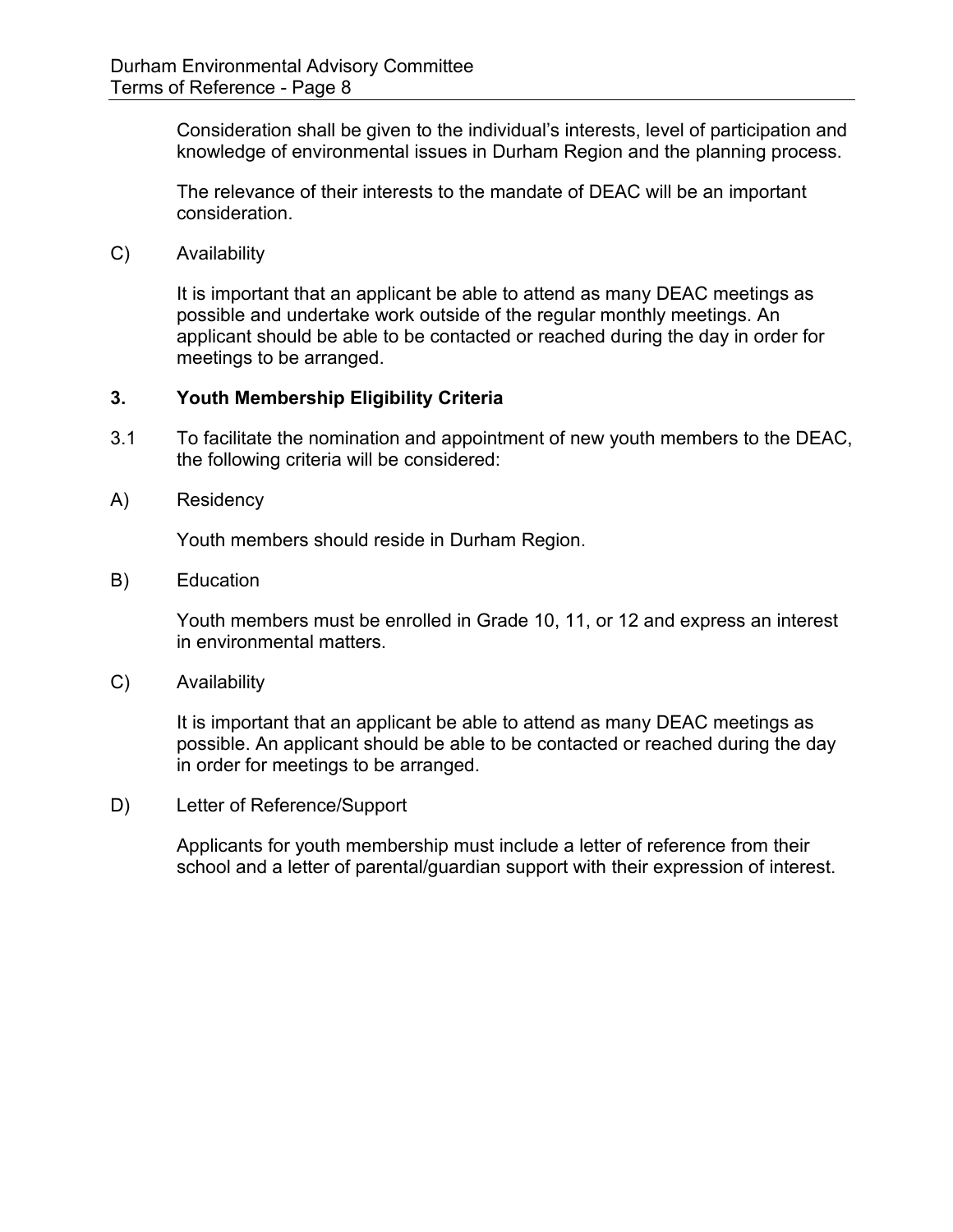Consideration shall be given to the individual's interests, level of participation and knowledge of environmental issues in Durham Region and the planning process.

The relevance of their interests to the mandate of DEAC will be an important consideration.

C) Availability

It is important that an applicant be able to attend as many DEAC meetings as possible and undertake work outside of the regular monthly meetings. An applicant should be able to be contacted or reached during the day in order for meetings to be arranged.

## 3. Youth Membership Eligibility Criteria

3.1 To facilitate the nomination and appointment of new youth members to the DEAC, the following criteria will be considered:

A) Residency

Youth members should reside in Durham Region.

B) Education

Youth members must be enrolled in Grade 10, 11, or 12 and express an interest in environmental matters.

C) Availability

It is important that an applicant be able to attend as many DEAC meetings as possible. An applicant should be able to be contacted or reached during the day in order for meetings to be arranged.

D) Letter of Reference/Support

Applicants for youth membership must include a letter of reference from their school and a letter of parental/guardian support with their expression of interest.